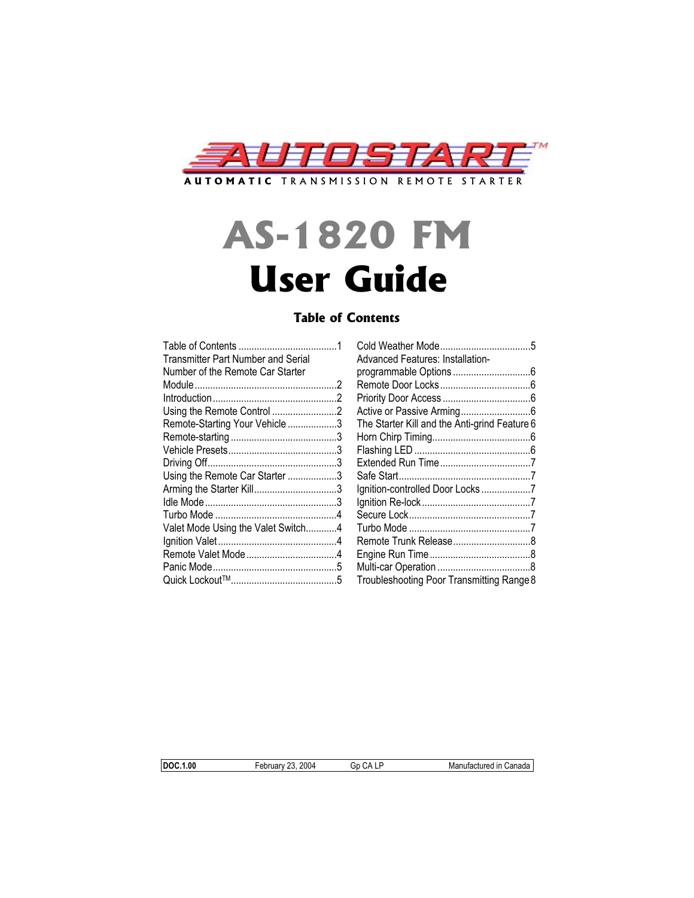AUTOSTART™

**AUTOMATIC** TRANSMISSION REMOTE STARTER

# AS-1820 FM
# User Guide

## Table of Contents

Table of Contents ...................................... 1
Transmitter Part Number and Serial Number of the Remote Car Starter Module ...................................... 2
Introduction ...................................... 2
Using the Remote Control ...................................... 2
Remote-Starting Your Vehicle ...................................... 3
Remote-starting ...................................... 3
Vehicle Presets ...................................... 3
Driving Off ...................................... 3
Using the Remote Car Starter ...................................... 3
Arming the Starter Kill ...................................... 3
Idle Mode ...................................... 3
Turbo Mode ...................................... 4
Valet Mode Using the Valet Switch ...................................... 4
Ignition Valet ...................................... 4
Remote Valet Mode ...................................... 4
Panic Mode ...................................... 5
Quick Lockout™ ...................................... 5
Cold Weather Mode ...................................... 5
Advanced Features: Installation-programmable Options ...................................... 6
Remote Door Locks ...................................... 6
Priority Door Access ...................................... 6
Active or Passive Arming ...................................... 6
The Starter Kill and the Anti-grind Feature ...................................... 6
Horn Chirp Timing ...................................... 6
Flashing LED ...................................... 6
Extended Run Time ...................................... 7
Safe Start ...................................... 7
Ignition-controlled Door Locks ...................................... 7
Ignition Re-lock ...................................... 7
Secure Lock ...................................... 7
Turbo Mode ...................................... 7
Remote Trunk Release ...................................... 8
Engine Run Time ...................................... 8
Multi-car Operation ...................................... 8
Troubleshooting Poor Transmitting Range ...................................... 8

| **DOC.1.00** | February 23, 2004 | Gp CA LP | Manufactured in Canada |
|---|---|---|---|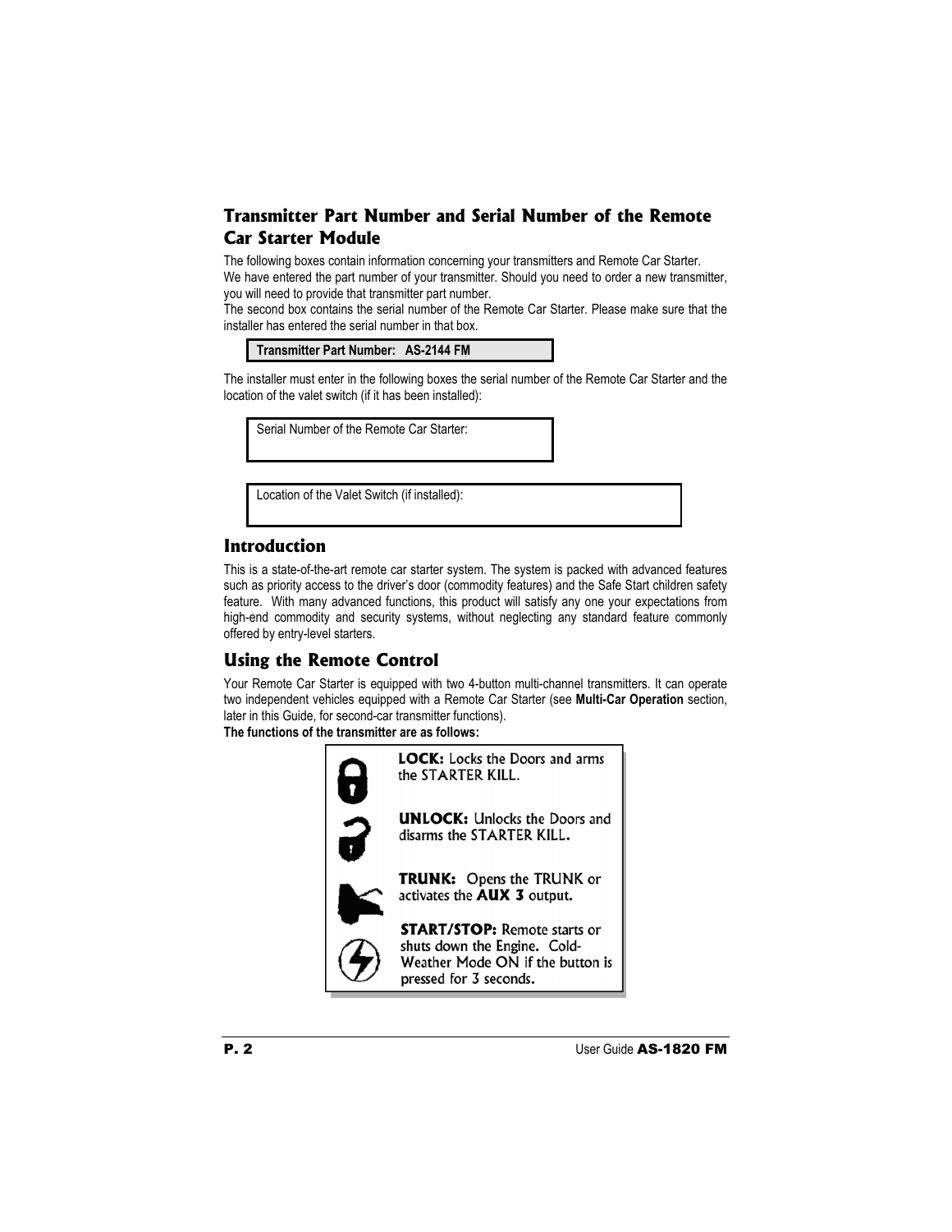## Transmitter Part Number and Serial Number of the Remote Car Starter Module

The following boxes contain information concerning your transmitters and Remote Car Starter.
We have entered the part number of your transmitter. Should you need to order a new transmitter, you will need to provide that transmitter part number.
The second box contains the serial number of the Remote Car Starter. Please make sure that the installer has entered the serial number in that box.

| **Transmitter Part Number: AS-2144 FM** |
|---|

The installer must enter in the following boxes the serial number of the Remote Car Starter and the location of the valet switch (if it has been installed):

| Serial Number of the Remote Car Starter: |
|---|
| |

| Location of the Valet Switch (if installed): |
|---|
| |

## Introduction

This is a state-of-the-art remote car starter system. The system is packed with advanced features such as priority access to the driver's door (commodity features) and the Safe Start children safety feature. With many advanced functions, this product will satisfy any one your expectations from high-end commodity and security systems, without neglecting any standard feature commonly offered by entry-level starters.

## Using the Remote Control

Your Remote Car Starter is equipped with two 4-button multi-channel transmitters. It can operate two independent vehicles equipped with a Remote Car Starter (see **Multi-Car Operation** section, later in this Guide, for second-car transmitter functions).

**The functions of the transmitter are as follows:**

**LOCK:** Locks the Doors and arms the STARTER KILL.

**UNLOCK:** Unlocks the Doors and disarms the STARTER KILL.

**TRUNK:** Opens the TRUNK or activates the **AUX 3** output.

**START/STOP:** Remote starts or shuts down the Engine. Cold-Weather Mode ON if the button is pressed for 3 seconds.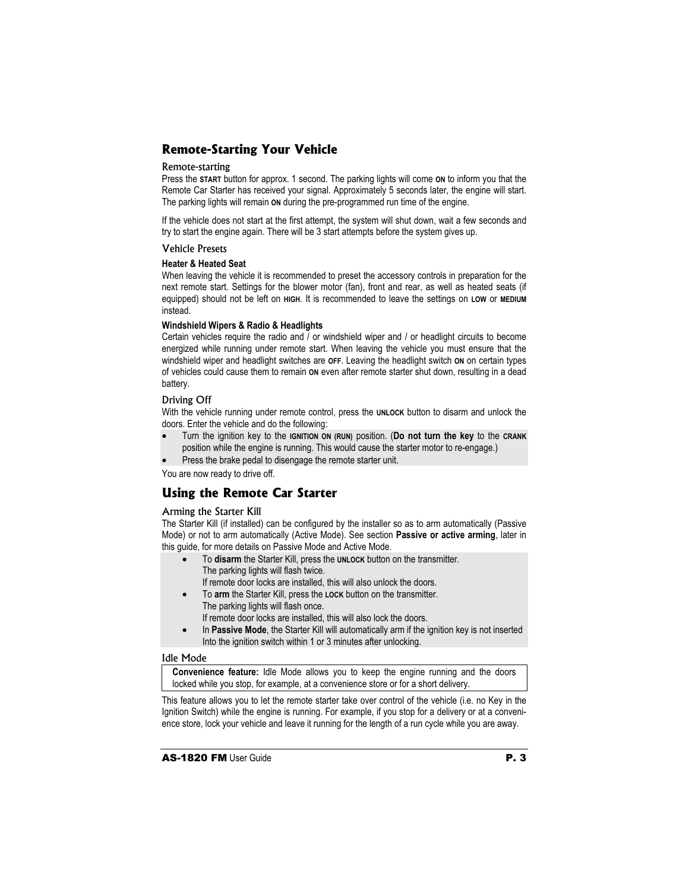## Remote-Starting Your Vehicle

### Remote-starting

Press the **START** button for approx. 1 second. The parking lights will come **ON** to inform you that the Remote Car Starter has received your signal. Approximately 5 seconds later, the engine will start. The parking lights will remain **ON** during the pre-programmed run time of the engine.

If the vehicle does not start at the first attempt, the system will shut down, wait a few seconds and try to start the engine again. There will be 3 start attempts before the system gives up.

### Vehicle Presets

**Heater & Heated Seat**

When leaving the vehicle it is recommended to preset the accessory controls in preparation for the next remote start. Settings for the blower motor (fan), front and rear, as well as heated seats (if equipped) should not be left on **HIGH**. It is recommended to leave the settings on **LOW** or **MEDIUM** instead.

**Windshield Wipers & Radio & Headlights**

Certain vehicles require the radio and / or windshield wiper and / or headlight circuits to become energized while running under remote start. When leaving the vehicle you must ensure that the windshield wiper and headlight switches are **OFF**. Leaving the headlight switch **ON** on certain types of vehicles could cause them to remain **ON** even after remote starter shut down, resulting in a dead battery.

### Driving Off

With the vehicle running under remote control, press the **UNLOCK** button to disarm and unlock the doors. Enter the vehicle and do the following:

- Turn the ignition key to the **IGNITION ON (RUN)** position. (**Do not turn the key** to the **CRANK** position while the engine is running. This would cause the starter motor to re-engage.)
- Press the brake pedal to disengage the remote starter unit.

You are now ready to drive off.

## Using the Remote Car Starter

### Arming the Starter Kill

The Starter Kill (if installed) can be configured by the installer so as to arm automatically (Passive Mode) or not to arm automatically (Active Mode). See section **Passive or active arming**, later in this guide, for more details on Passive Mode and Active Mode.

- To **disarm** the Starter Kill, press the **UNLOCK** button on the transmitter.
  The parking lights will flash twice.
  If remote door locks are installed, this will also unlock the doors.
- To **arm** the Starter Kill, press the **LOCK** button on the transmitter.
  The parking lights will flash once.
  If remote door locks are installed, this will also lock the doors.
- In **Passive Mode**, the Starter Kill will automatically arm if the ignition key is not inserted Into the ignition switch within 1 or 3 minutes after unlocking.

### Idle Mode

> **Convenience feature:** Idle Mode allows you to keep the engine running and the doors locked while you stop, for example, at a convenience store or for a short delivery.

This feature allows you to let the remote starter take over control of the vehicle (i.e. no Key in the Ignition Switch) while the engine is running. For example, if you stop for a delivery or at a convenience store, lock your vehicle and leave it running for the length of a run cycle while you are away.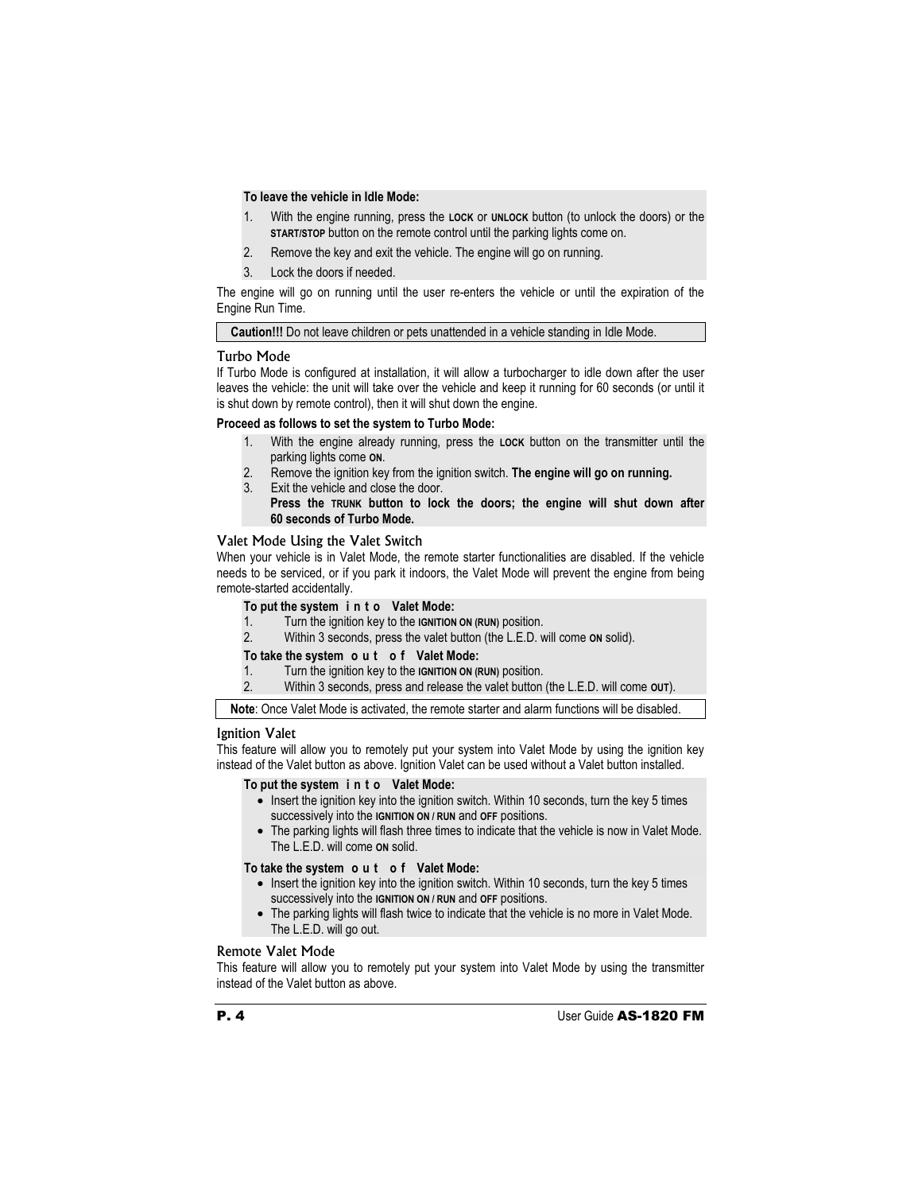**To leave the vehicle in Idle Mode:**

1. With the engine running, press the **LOCK** or **UNLOCK** button (to unlock the doors) or the **START/STOP** button on the remote control until the parking lights come on.
2. Remove the key and exit the vehicle. The engine will go on running.
3. Lock the doors if needed.

The engine will go on running until the user re-enters the vehicle or until the expiration of the Engine Run Time.

**Caution!!!** Do not leave children or pets unattended in a vehicle standing in Idle Mode.

### Turbo Mode

If Turbo Mode is configured at installation, it will allow a turbocharger to idle down after the user leaves the vehicle: the unit will take over the vehicle and keep it running for 60 seconds (or until it is shut down by remote control), then it will shut down the engine.

**Proceed as follows to set the system to Turbo Mode:**

1. With the engine already running, press the **LOCK** button on the transmitter until the parking lights come **ON**.
2. Remove the ignition key from the ignition switch. **The engine will go on running.**
3. Exit the vehicle and close the door.
   **Press the TRUNK button to lock the doors; the engine will shut down after 60 seconds of Turbo Mode.**

### Valet Mode Using the Valet Switch

When your vehicle is in Valet Mode, the remote starter functionalities are disabled. If the vehicle needs to be serviced, or if you park it indoors, the Valet Mode will prevent the engine from being remote-started accidentally.

**To put the system into Valet Mode:**

1. Turn the ignition key to the **IGNITION ON (RUN)** position.
2. Within 3 seconds, press the valet button (the L.E.D. will come **ON** solid).

**To take the system out of Valet Mode:**

1. Turn the ignition key to the **IGNITION ON (RUN)** position.
2. Within 3 seconds, press and release the valet button (the L.E.D. will come **OUT**).

**Note**: Once Valet Mode is activated, the remote starter and alarm functions will be disabled.

### Ignition Valet

This feature will allow you to remotely put your system into Valet Mode by using the ignition key instead of the Valet button as above. Ignition Valet can be used without a Valet button installed.

**To put the system into Valet Mode:**

- Insert the ignition key into the ignition switch. Within 10 seconds, turn the key 5 times successively into the **IGNITION ON / RUN** and **OFF** positions.
- The parking lights will flash three times to indicate that the vehicle is now in Valet Mode. The L.E.D. will come **ON** solid.

**To take the system out of Valet Mode:**

- Insert the ignition key into the ignition switch. Within 10 seconds, turn the key 5 times successively into the **IGNITION ON / RUN** and **OFF** positions.
- The parking lights will flash twice to indicate that the vehicle is no more in Valet Mode. The L.E.D. will go out.

### Remote Valet Mode

This feature will allow you to remotely put your system into Valet Mode by using the transmitter instead of the Valet button as above.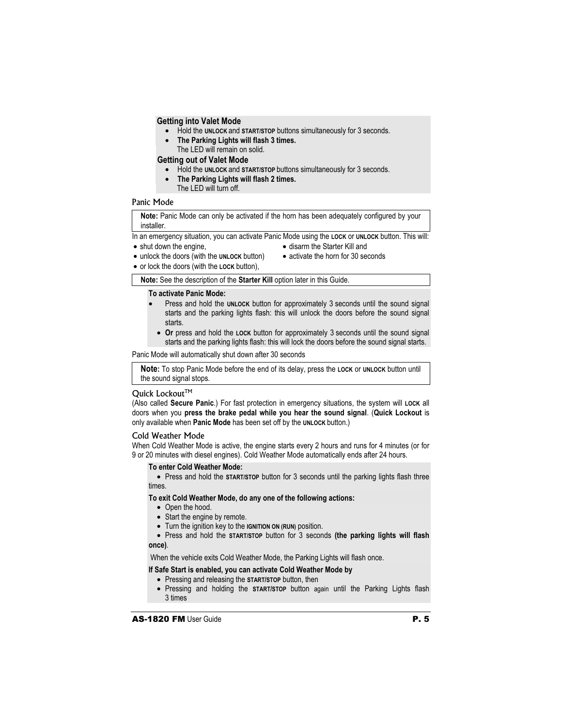### Getting into Valet Mode

- Hold the **UNLOCK** and **START/STOP** buttons simultaneously for 3 seconds.
- **The Parking Lights will flash 3 times.**
  The LED will remain on solid.

### Getting out of Valet Mode

- Hold the **UNLOCK** and **START/STOP** buttons simultaneously for 3 seconds.
- **The Parking Lights will flash 2 times.**
  The LED will turn off.

## Panic Mode

**Note:** Panic Mode can only be activated if the horn has been adequately configured by your installer.

In an emergency situation, you can activate Panic Mode using the **LOCK** or **UNLOCK** button. This will:

- shut down the engine,
- unlock the doors (with the **UNLOCK** button)
- or lock the doors (with the **LOCK** button),
- disarm the Starter Kill and
- activate the horn for 30 seconds

**Note:** See the description of the **Starter Kill** option later in this Guide.

**To activate Panic Mode:**

- Press and hold the **UNLOCK** button for approximately 3 seconds until the sound signal starts and the parking lights flash: this will unlock the doors before the sound signal starts.
- **Or** press and hold the **LOCK** button for approximately 3 seconds until the sound signal starts and the parking lights flash: this will lock the doors before the sound signal starts.

Panic Mode will automatically shut down after 30 seconds

**Note:** To stop Panic Mode before the end of its delay, press the **LOCK** or **UNLOCK** button until the sound signal stops.

## Quick Lockout™

(Also called **Secure Panic**.) For fast protection in emergency situations, the system will **LOCK** all doors when you **press the brake pedal while you hear the sound signal**. (**Quick Lockout** is only available when **Panic Mode** has been set off by the **UNLOCK** button.)

## Cold Weather Mode

When Cold Weather Mode is active, the engine starts every 2 hours and runs for 4 minutes (or for 9 or 20 minutes with diesel engines). Cold Weather Mode automatically ends after 24 hours.

**To enter Cold Weather Mode:**

- Press and hold the **START/STOP** button for 3 seconds until the parking lights flash three times.

**To exit Cold Weather Mode, do any one of the following actions:**

- Open the hood.
- Start the engine by remote.
- Turn the ignition key to the **IGNITION ON (RUN)** position.
- Press and hold the **START/STOP** button for 3 seconds **(the parking lights will flash once)**.

When the vehicle exits Cold Weather Mode, the Parking Lights will flash once.

**If Safe Start is enabled, you can activate Cold Weather Mode by**

- Pressing and releasing the **START/STOP** button, then
- Pressing and holding the **START/STOP** button again until the Parking Lights flash 3 times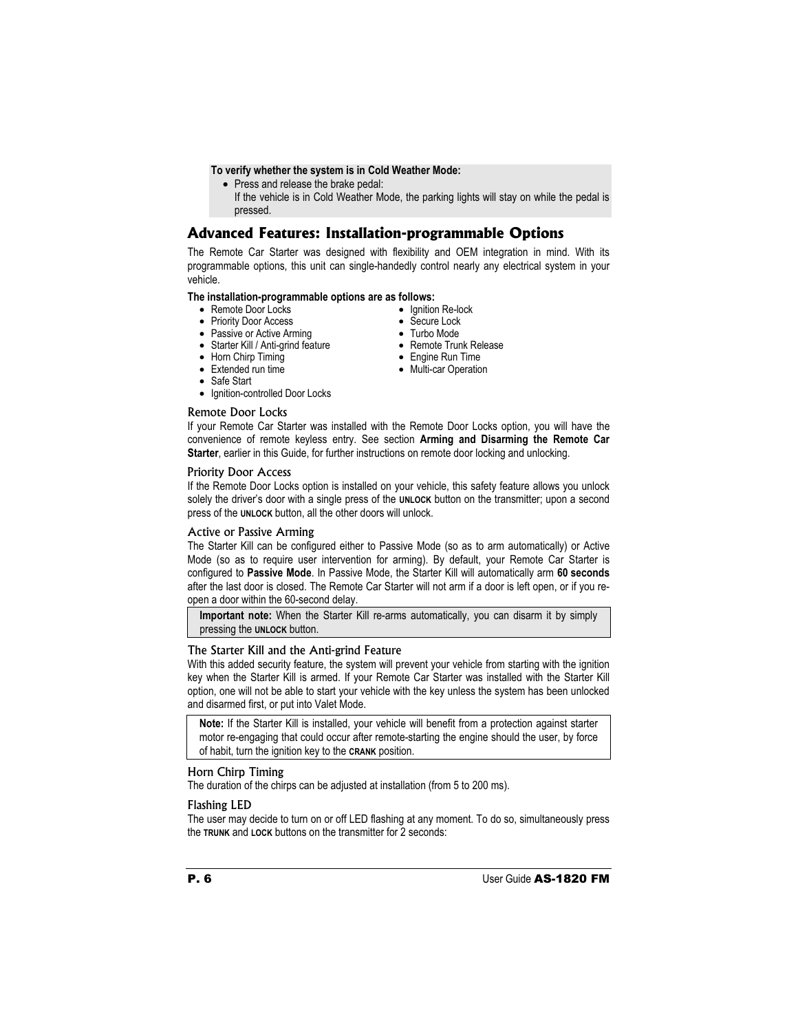**To verify whether the system is in Cold Weather Mode:**

- Press and release the brake pedal:
  If the vehicle is in Cold Weather Mode, the parking lights will stay on while the pedal is pressed.

## Advanced Features: Installation-programmable Options

The Remote Car Starter was designed with flexibility and OEM integration in mind. With its programmable options, this unit can single-handedly control nearly any electrical system in your vehicle.

**The installation-programmable options are as follows:**

- Remote Door Locks
- Priority Door Access
- Passive or Active Arming
- Starter Kill / Anti-grind feature
- Horn Chirp Timing
- Extended run time
- Safe Start
- Ignition-controlled Door Locks
- Ignition Re-lock
- Secure Lock
- Turbo Mode
- Remote Trunk Release
- Engine Run Time
- Multi-car Operation

### Remote Door Locks

If your Remote Car Starter was installed with the Remote Door Locks option, you will have the convenience of remote keyless entry. See section **Arming and Disarming the Remote Car Starter**, earlier in this Guide, for further instructions on remote door locking and unlocking.

### Priority Door Access

If the Remote Door Locks option is installed on your vehicle, this safety feature allows you unlock solely the driver's door with a single press of the **UNLOCK** button on the transmitter; upon a second press of the **UNLOCK** button, all the other doors will unlock.

### Active or Passive Arming

The Starter Kill can be configured either to Passive Mode (so as to arm automatically) or Active Mode (so as to require user intervention for arming). By default, your Remote Car Starter is configured to **Passive Mode**. In Passive Mode, the Starter Kill will automatically arm **60 seconds** after the last door is closed. The Remote Car Starter will not arm if a door is left open, or if you re-open a door within the 60-second delay.

**Important note:** When the Starter Kill re-arms automatically, you can disarm it by simply pressing the **UNLOCK** button.

### The Starter Kill and the Anti-grind Feature

With this added security feature, the system will prevent your vehicle from starting with the ignition key when the Starter Kill is armed. If your Remote Car Starter was installed with the Starter Kill option, one will not be able to start your vehicle with the key unless the system has been unlocked and disarmed first, or put into Valet Mode.

**Note:** If the Starter Kill is installed, your vehicle will benefit from a protection against starter motor re-engaging that could occur after remote-starting the engine should the user, by force of habit, turn the ignition key to the **CRANK** position.

### Horn Chirp Timing

The duration of the chirps can be adjusted at installation (from 5 to 200 ms).

### Flashing LED

The user may decide to turn on or off LED flashing at any moment. To do so, simultaneously press the **TRUNK** and **LOCK** buttons on the transmitter for 2 seconds: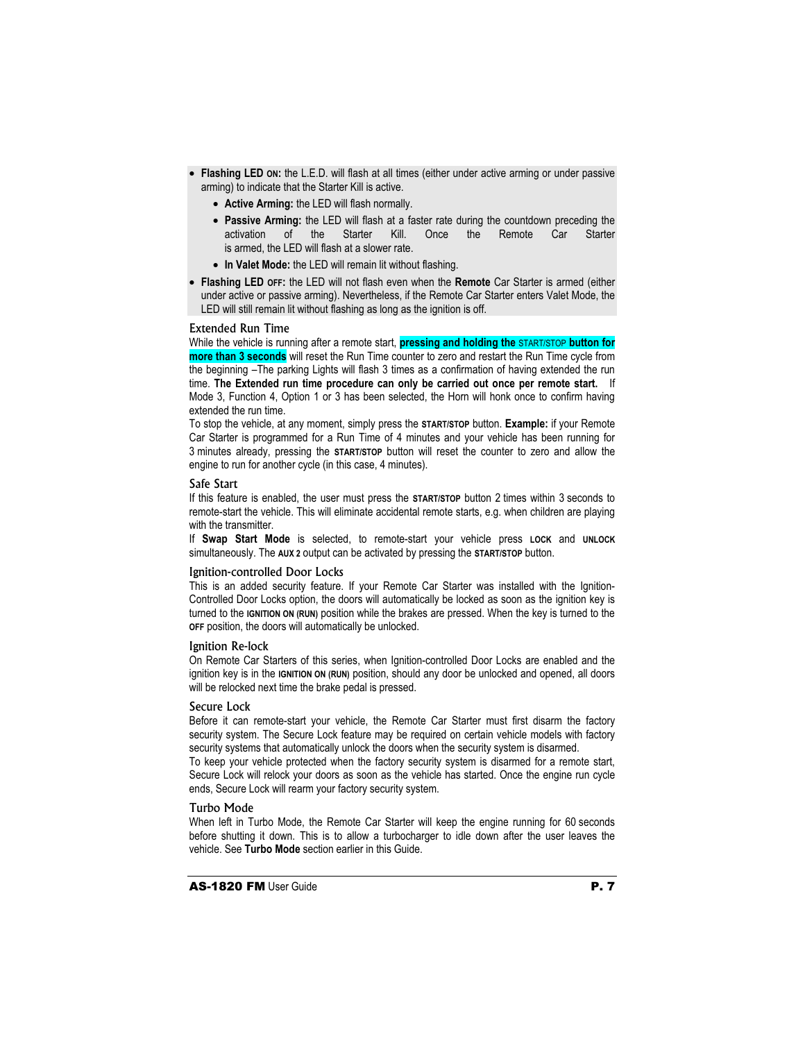- **Flashing LED ON:** the L.E.D. will flash at all times (either under active arming or under passive arming) to indicate that the Starter Kill is active.
  - **Active Arming:** the LED will flash normally.
  - **Passive Arming:** the LED will flash at a faster rate during the countdown preceding the activation of the Starter Kill. Once the Remote Car Starter is armed, the LED will flash at a slower rate.
  - **In Valet Mode:** the LED will remain lit without flashing.
- **Flashing LED OFF:** the LED will not flash even when the **Remote** Car Starter is armed (either under active or passive arming). Nevertheless, if the Remote Car Starter enters Valet Mode, the LED will still remain lit without flashing as long as the ignition is off.

### Extended Run Time

While the vehicle is running after a remote start, **pressing and holding the START/STOP button for more than 3 seconds** will reset the Run Time counter to zero and restart the Run Time cycle from the beginning –The parking Lights will flash 3 times as a confirmation of having extended the run time. **The Extended run time procedure can only be carried out once per remote start.** If Mode 3, Function 4, Option 1 or 3 has been selected, the Horn will honk once to confirm having extended the run time.

To stop the vehicle, at any moment, simply press the **START/STOP** button. **Example:** if your Remote Car Starter is programmed for a Run Time of 4 minutes and your vehicle has been running for 3 minutes already, pressing the **START/STOP** button will reset the counter to zero and allow the engine to run for another cycle (in this case, 4 minutes).

### Safe Start

If this feature is enabled, the user must press the **START/STOP** button 2 times within 3 seconds to remote-start the vehicle. This will eliminate accidental remote starts, e.g. when children are playing with the transmitter.

If **Swap Start Mode** is selected, to remote-start your vehicle press **LOCK** and **UNLOCK** simultaneously. The **AUX 2** output can be activated by pressing the **START/STOP** button.

### Ignition-controlled Door Locks

This is an added security feature. If your Remote Car Starter was installed with the Ignition-Controlled Door Locks option, the doors will automatically be locked as soon as the ignition key is turned to the **IGNITION ON (RUN)** position while the brakes are pressed. When the key is turned to the **OFF** position, the doors will automatically be unlocked.

### Ignition Re-lock

On Remote Car Starters of this series, when Ignition-controlled Door Locks are enabled and the ignition key is in the **IGNITION ON (RUN)** position, should any door be unlocked and opened, all doors will be relocked next time the brake pedal is pressed.

### Secure Lock

Before it can remote-start your vehicle, the Remote Car Starter must first disarm the factory security system. The Secure Lock feature may be required on certain vehicle models with factory security systems that automatically unlock the doors when the security system is disarmed.

To keep your vehicle protected when the factory security system is disarmed for a remote start, Secure Lock will relock your doors as soon as the vehicle has started. Once the engine run cycle ends, Secure Lock will rearm your factory security system.

### Turbo Mode

When left in Turbo Mode, the Remote Car Starter will keep the engine running for 60 seconds before shutting it down. This is to allow a turbocharger to idle down after the user leaves the vehicle. See **Turbo Mode** section earlier in this Guide.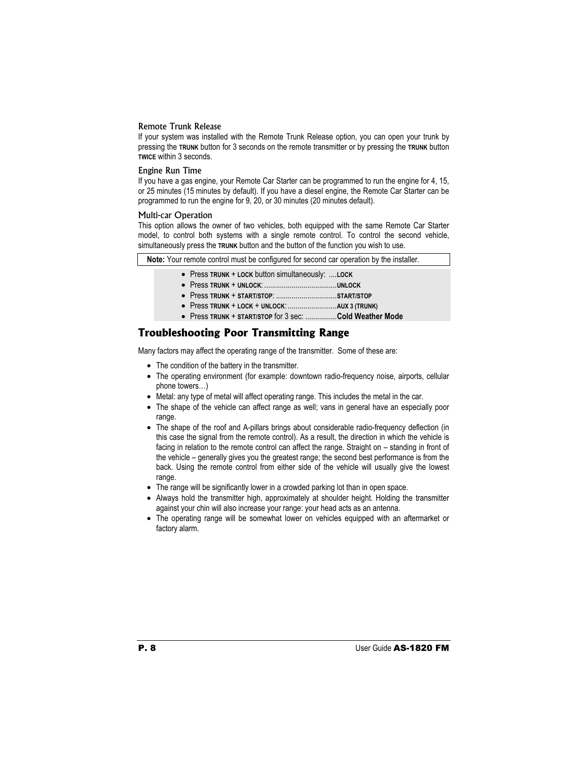### Remote Trunk Release

If your system was installed with the Remote Trunk Release option, you can open your trunk by pressing the **TRUNK** button for 3 seconds on the remote transmitter or by pressing the **TRUNK** button **TWICE** within 3 seconds.

### Engine Run Time

If you have a gas engine, your Remote Car Starter can be programmed to run the engine for 4, 15, or 25 minutes (15 minutes by default). If you have a diesel engine, the Remote Car Starter can be programmed to run the engine for 9, 20, or 30 minutes (20 minutes default).

### Multi-car Operation

This option allows the owner of two vehicles, both equipped with the same Remote Car Starter model, to control both systems with a single remote control. To control the second vehicle, simultaneously press the **TRUNK** button and the button of the function you wish to use.

**Note:** Your remote control must be configured for second car operation by the installer.

- Press **TRUNK** + **LOCK** button simultaneously: ....**LOCK**
- Press **TRUNK** + **UNLOCK**: ....................................**UNLOCK**
- Press **TRUNK** + **START/STOP**: ..............................**START/STOP**
- Press **TRUNK** + **LOCK** + **UNLOCK**: .........................**AUX 3 (TRUNK)**
- Press **TRUNK** + **START/STOP** for 3 sec: ................**Cold Weather Mode**

## Troubleshooting Poor Transmitting Range

Many factors may affect the operating range of the transmitter. Some of these are:

- The condition of the battery in the transmitter.
- The operating environment (for example: downtown radio-frequency noise, airports, cellular phone towers…)
- Metal: any type of metal will affect operating range. This includes the metal in the car.
- The shape of the vehicle can affect range as well; vans in general have an especially poor range.
- The shape of the roof and A-pillars brings about considerable radio-frequency deflection (in this case the signal from the remote control). As a result, the direction in which the vehicle is facing in relation to the remote control can affect the range. Straight on – standing in front of the vehicle – generally gives you the greatest range; the second best performance is from the back. Using the remote control from either side of the vehicle will usually give the lowest range.
- The range will be significantly lower in a crowded parking lot than in open space.
- Always hold the transmitter high, approximately at shoulder height. Holding the transmitter against your chin will also increase your range: your head acts as an antenna.
- The operating range will be somewhat lower on vehicles equipped with an aftermarket or factory alarm.